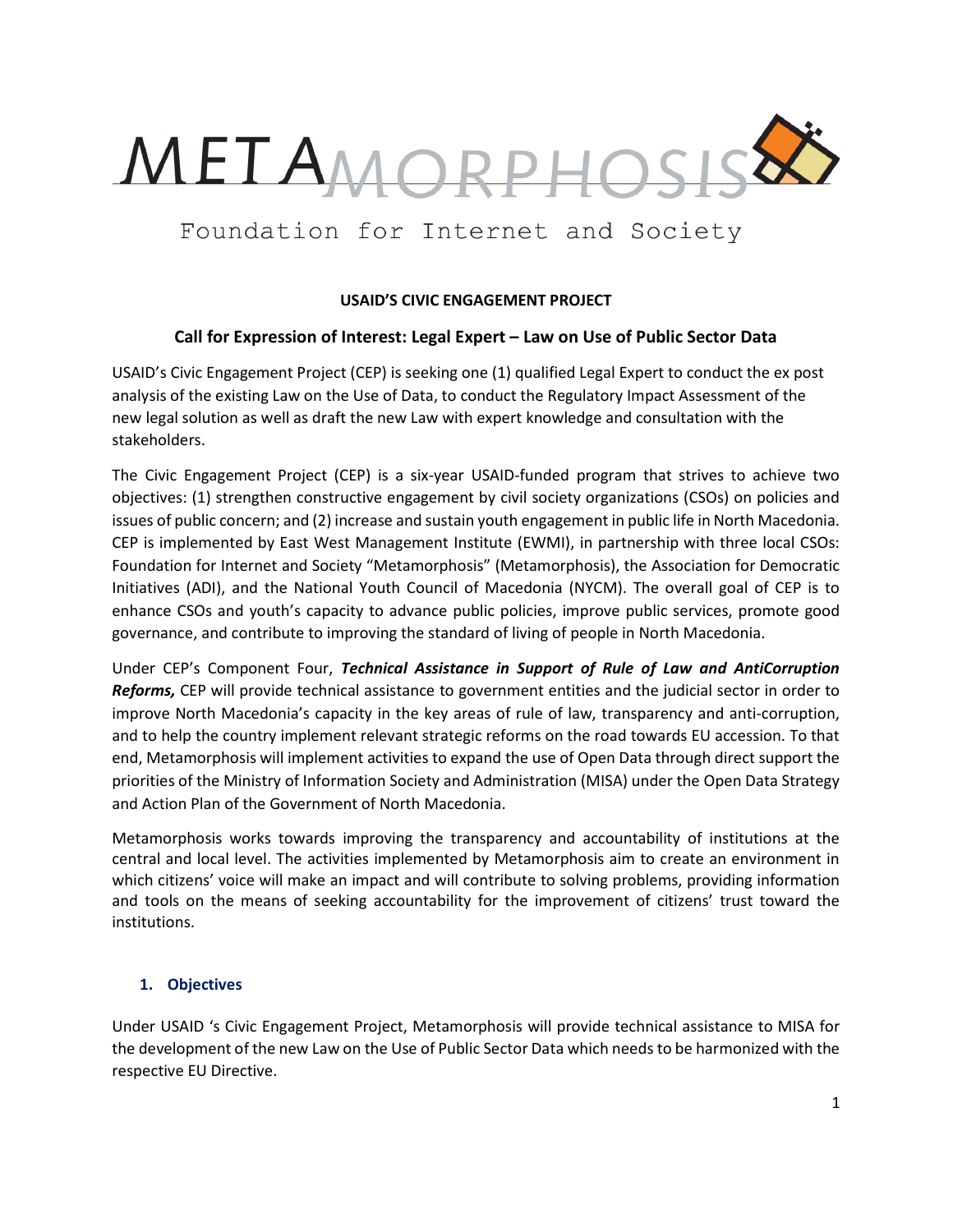METAMORPHOSIS

Foundation for Internet and Society

**USAID'S CIVIC ENGAGEMENT PROJECT**

## Call for Expression of Interest: Legal Expert – Law on Use of Public Sector Data

USAID's Civic Engagement Project (CEP) is seeking one (1) qualified Legal Expert to conduct the ex post analysis of the existing Law on the Use of Data, to conduct the Regulatory Impact Assessment of the new legal solution as well as draft the new Law with expert knowledge and consultation with the stakeholders.

The Civic Engagement Project (CEP) is a six-year USAID-funded program that strives to achieve two objectives: (1) strengthen constructive engagement by civil society organizations (CSOs) on policies and issues of public concern; and (2) increase and sustain youth engagement in public life in North Macedonia. CEP is implemented by East West Management Institute (EWMI), in partnership with three local CSOs: Foundation for Internet and Society "Metamorphosis" (Metamorphosis), the Association for Democratic Initiatives (ADI), and the National Youth Council of Macedonia (NYCM). The overall goal of CEP is to enhance CSOs and youth's capacity to advance public policies, improve public services, promote good governance, and contribute to improving the standard of living of people in North Macedonia.

Under CEP's Component Four, ***Technical Assistance in Support of Rule of Law and AntiCorruption Reforms,*** CEP will provide technical assistance to government entities and the judicial sector in order to improve North Macedonia's capacity in the key areas of rule of law, transparency and anti-corruption, and to help the country implement relevant strategic reforms on the road towards EU accession. To that end, Metamorphosis will implement activities to expand the use of Open Data through direct support the priorities of the Ministry of Information Society and Administration (MISA) under the Open Data Strategy and Action Plan of the Government of North Macedonia.

Metamorphosis works towards improving the transparency and accountability of institutions at the central and local level. The activities implemented by Metamorphosis aim to create an environment in which citizens' voice will make an impact and will contribute to solving problems, providing information and tools on the means of seeking accountability for the improvement of citizens' trust toward the institutions.

### 1. Objectives

Under USAID 's Civic Engagement Project, Metamorphosis will provide technical assistance to MISA for the development of the new Law on the Use of Public Sector Data which needs to be harmonized with the respective EU Directive.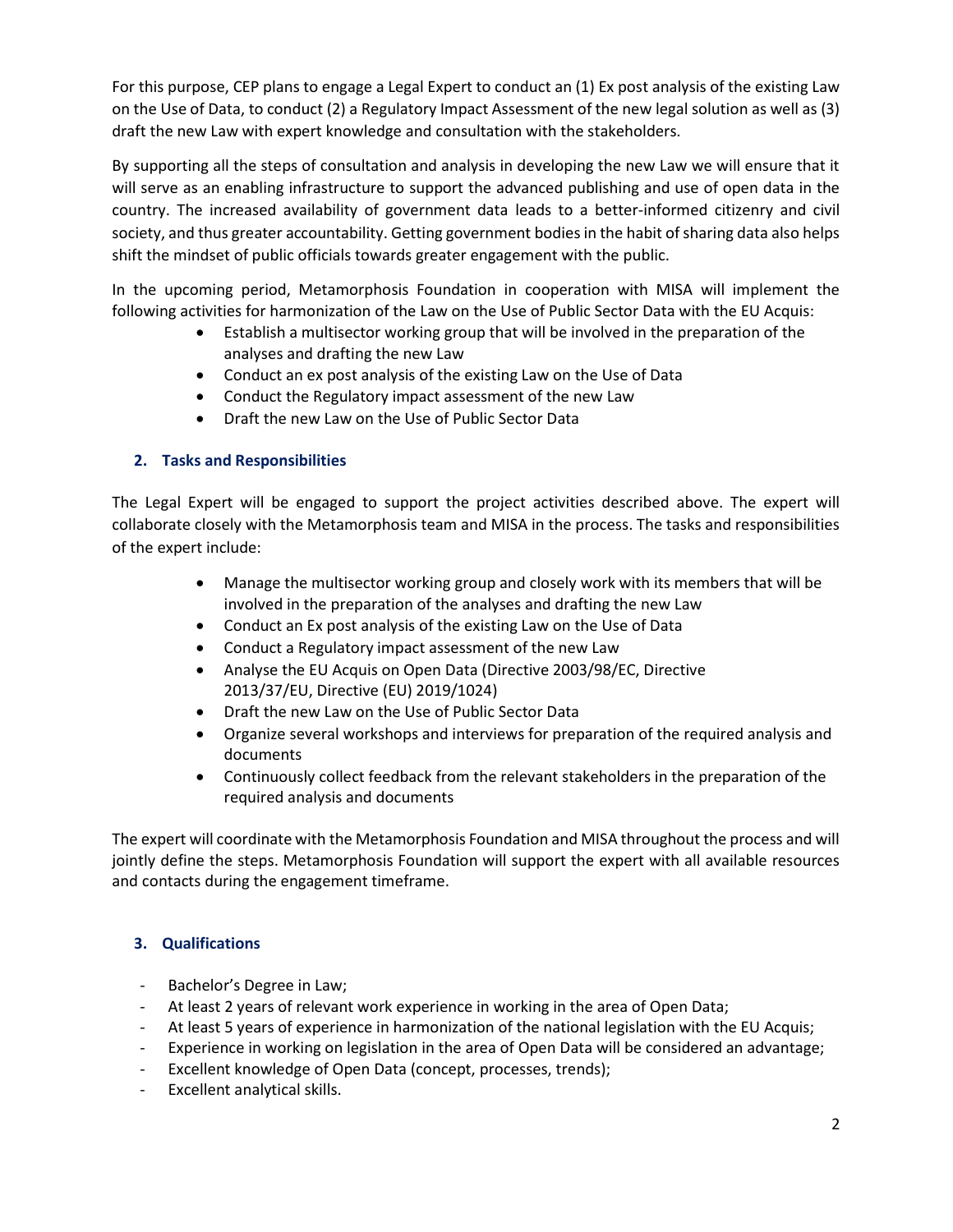For this purpose, CEP plans to engage a Legal Expert to conduct an (1) Ex post analysis of the existing Law on the Use of Data, to conduct (2) a Regulatory Impact Assessment of the new legal solution as well as (3) draft the new Law with expert knowledge and consultation with the stakeholders.

By supporting all the steps of consultation and analysis in developing the new Law we will ensure that it will serve as an enabling infrastructure to support the advanced publishing and use of open data in the country. The increased availability of government data leads to a better-informed citizenry and civil society, and thus greater accountability. Getting government bodies in the habit of sharing data also helps shift the mindset of public officials towards greater engagement with the public.

In the upcoming period, Metamorphosis Foundation in cooperation with MISA will implement the following activities for harmonization of the Law on the Use of Public Sector Data with the EU Acquis:

- Establish a multisector working group that will be involved in the preparation of the analyses and drafting the new Law
- Conduct an ex post analysis of the existing Law on the Use of Data
- Conduct the Regulatory impact assessment of the new Law
- Draft the new Law on the Use of Public Sector Data

## 2. Tasks and Responsibilities

The Legal Expert will be engaged to support the project activities described above. The expert will collaborate closely with the Metamorphosis team and MISA in the process. The tasks and responsibilities of the expert include:

- Manage the multisector working group and closely work with its members that will be involved in the preparation of the analyses and drafting the new Law
- Conduct an Ex post analysis of the existing Law on the Use of Data
- Conduct a Regulatory impact assessment of the new Law
- Analyse the EU Acquis on Open Data (Directive 2003/98/EC, Directive 2013/37/EU, Directive (EU) 2019/1024)
- Draft the new Law on the Use of Public Sector Data
- Organize several workshops and interviews for preparation of the required analysis and documents
- Continuously collect feedback from the relevant stakeholders in the preparation of the required analysis and documents

The expert will coordinate with the Metamorphosis Foundation and MISA throughout the process and will jointly define the steps. Metamorphosis Foundation will support the expert with all available resources and contacts during the engagement timeframe.

## 3. Qualifications

- Bachelor's Degree in Law;
- At least 2 years of relevant work experience in working in the area of Open Data;
- At least 5 years of experience in harmonization of the national legislation with the EU Acquis;
- Experience in working on legislation in the area of Open Data will be considered an advantage;
- Excellent knowledge of Open Data (concept, processes, trends);
- Excellent analytical skills.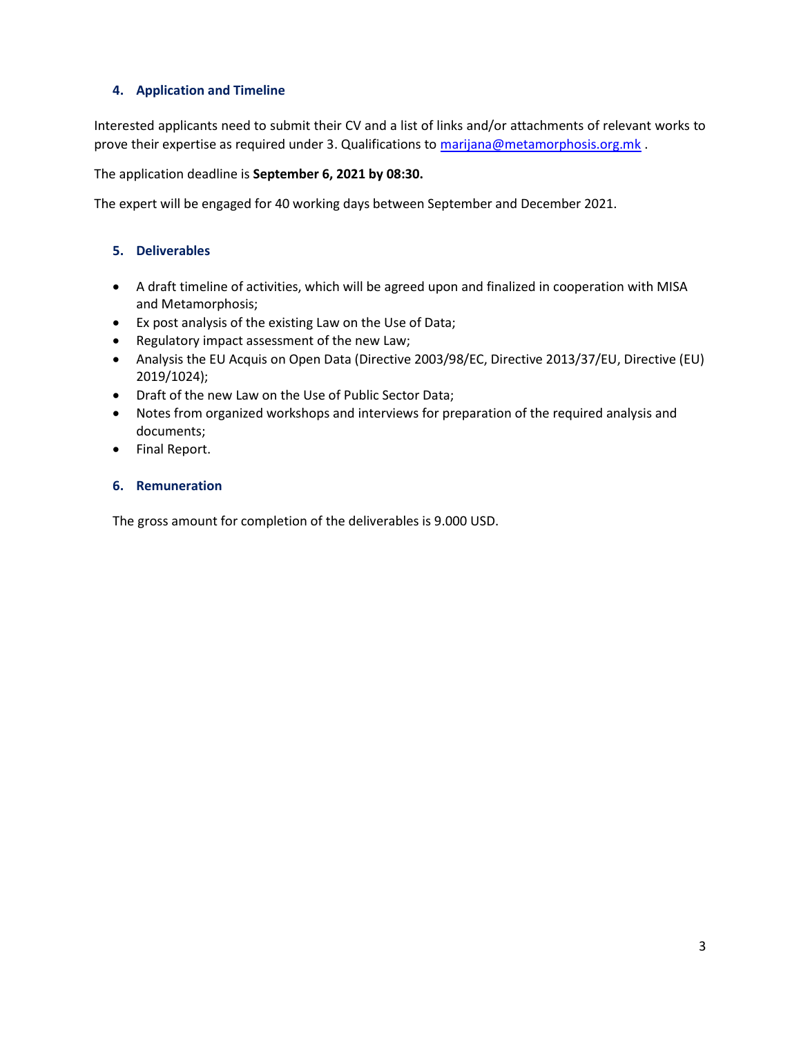## 4. Application and Timeline

Interested applicants need to submit their CV and a list of links and/or attachments of relevant works to prove their expertise as required under 3. Qualifications to marijana@metamorphosis.org.mk .

The application deadline is **September 6, 2021 by 08:30.**

The expert will be engaged for 40 working days between September and December 2021.

## 5. Deliverables

- A draft timeline of activities, which will be agreed upon and finalized in cooperation with MISA and Metamorphosis;
- Ex post analysis of the existing Law on the Use of Data;
- Regulatory impact assessment of the new Law;
- Analysis the EU Acquis on Open Data (Directive 2003/98/EC, Directive 2013/37/EU, Directive (EU) 2019/1024);
- Draft of the new Law on the Use of Public Sector Data;
- Notes from organized workshops and interviews for preparation of the required analysis and documents;
- Final Report.

## 6. Remuneration

The gross amount for completion of the deliverables is 9.000 USD.